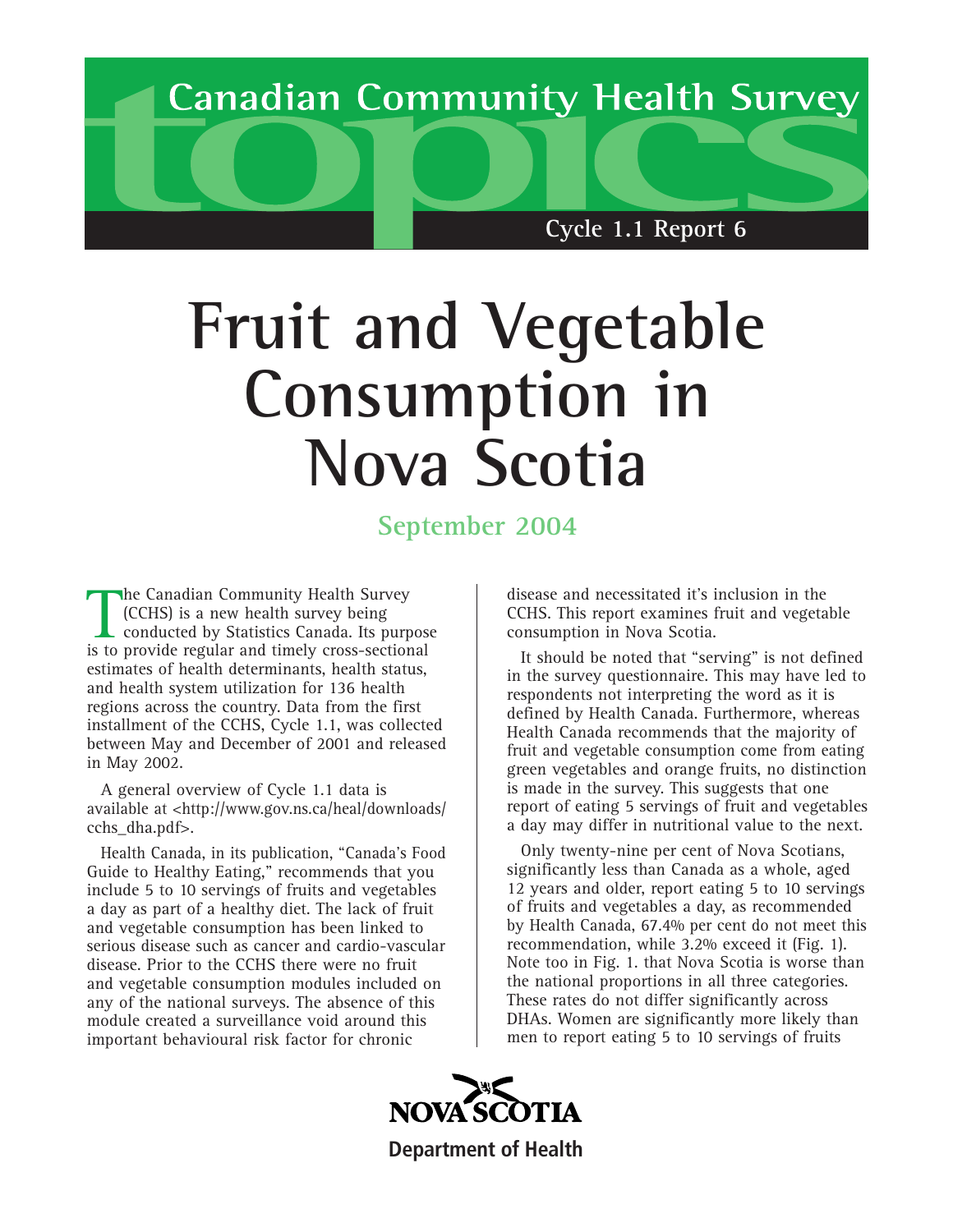Canadian Community Health Survey

topics

Cycle 1.1 Report 6

# Fruit and Vegetable Consumption in Nova Scotia

## September 2004

The Canadian Community Health Survey (CCHS) is a new health survey being conducted by Statistics Canada. Its purpose is to provide regular and timely cross-sectional estimates of health determinants, health status, and health system utilization for 136 health regions across the country. Data from the first installment of the CCHS, Cycle 1.1, was collected between May and December of 2001 and released in May 2002.

A general overview of Cycle 1.1 data is available at <http://www.gov.ns.ca/heal/downloads/cchs_dha.pdf>.

Health Canada, in its publication, "Canada's Food Guide to Healthy Eating," recommends that you include 5 to 10 servings of fruits and vegetables a day as part of a healthy diet. The lack of fruit and vegetable consumption has been linked to serious disease such as cancer and cardio-vascular disease. Prior to the CCHS there were no fruit and vegetable consumption modules included on any of the national surveys. The absence of this module created a surveillance void around this important behavioural risk factor for chronic disease and necessitated it's inclusion in the CCHS. This report examines fruit and vegetable consumption in Nova Scotia.

It should be noted that "serving" is not defined in the survey questionnaire. This may have led to respondents not interpreting the word as it is defined by Health Canada. Furthermore, whereas Health Canada recommends that the majority of fruit and vegetable consumption come from eating green vegetables and orange fruits, no distinction is made in the survey. This suggests that one report of eating 5 servings of fruit and vegetables a day may differ in nutritional value to the next.

Only twenty-nine per cent of Nova Scotians, significantly less than Canada as a whole, aged 12 years and older, report eating 5 to 10 servings of fruits and vegetables a day, as recommended by Health Canada, 67.4% per cent do not meet this recommendation, while 3.2% exceed it (Fig. 1). Note too in Fig. 1. that Nova Scotia is worse than the national proportions in all three categories. These rates do not differ significantly across DHAs. Women are significantly more likely than men to report eating 5 to 10 servings of fruits

NOVA SCOTIA

Department of Health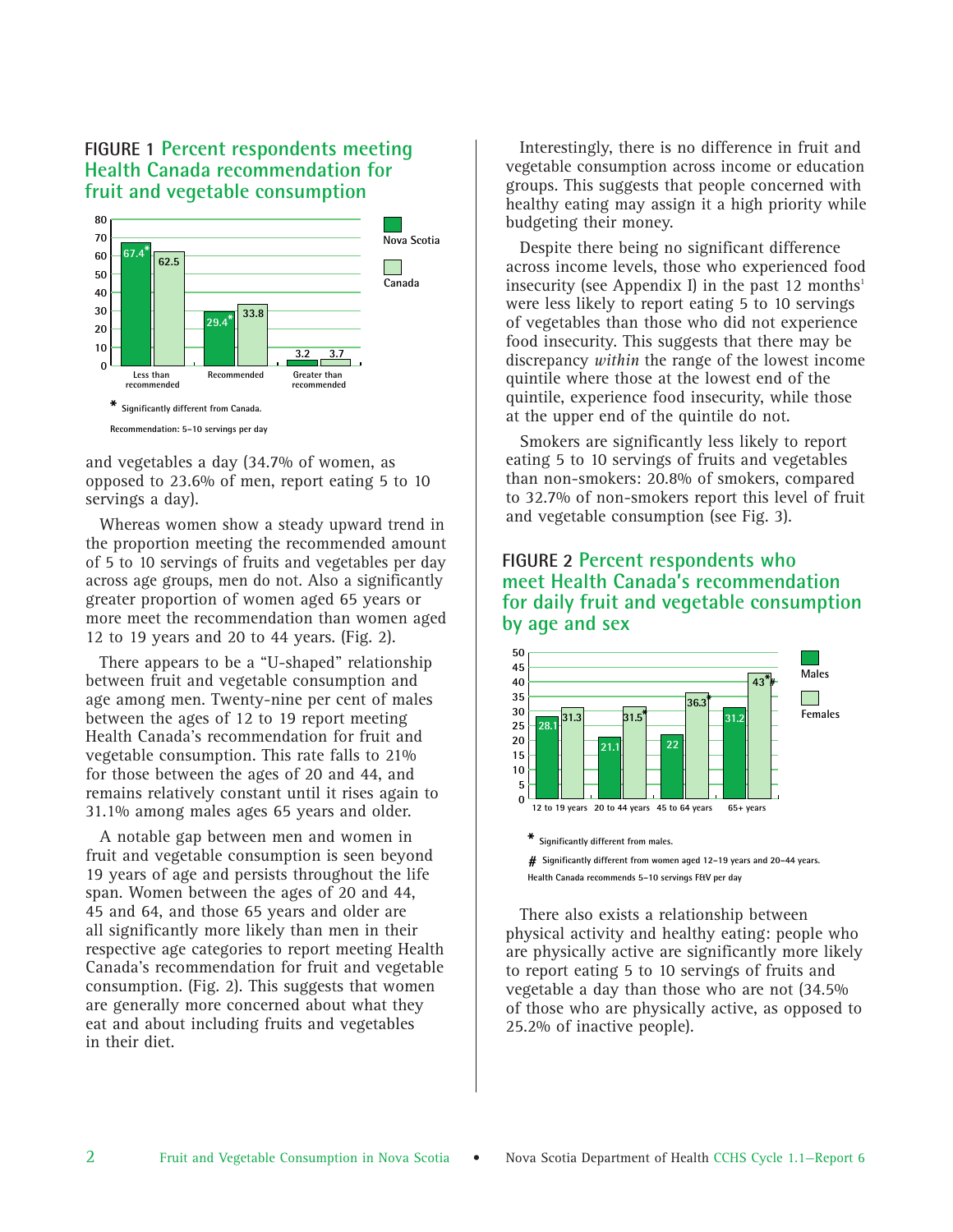## FIGURE 1 Percent respondents meeting Health Canada recommendation for fruit and vegetable consumption

| | Nova Scotia | Canada |
|---|---|---|
| Less than recommended | 67.4* | 62.5 |
| Recommended | 29.4* | 33.8 |
| Greater than recommended | 3.2 | 3.7 |

\* Significantly different from Canada.

Recommendation: 5–10 servings per day

and vegetables a day (34.7% of women, as opposed to 23.6% of men, report eating 5 to 10 servings a day).

Whereas women show a steady upward trend in the proportion meeting the recommended amount of 5 to 10 servings of fruits and vegetables per day across age groups, men do not. Also a significantly greater proportion of women aged 65 years or more meet the recommendation than women aged 12 to 19 years and 20 to 44 years. (Fig. 2).

There appears to be a "U-shaped" relationship between fruit and vegetable consumption and age among men. Twenty-nine per cent of males between the ages of 12 to 19 years report meeting Health Canada's recommendation for fruit and vegetable consumption. This rate falls to 21% for those between the ages of 20 and 44, and remains relatively constant until it rises again to 31.1% among males ages 65 years and older.

A notable gap between men and women in fruit and vegetable consumption is seen beyond 19 years of age and persists throughout the life span. Women between the ages of 20 and 44, 45 and 64, and those 65 years and older are all significantly more likely than men in their respective age categories to report meeting Health Canada's recommendation for fruit and vegetable consumption. (Fig. 2). This suggests that women are generally more concerned about what they eat and about including fruits and vegetables in their diet.

Interestingly, there is no difference in fruit and vegetable consumption across income or education groups. This suggests that people concerned with healthy eating may assign it a high priority while budgeting their money.

Despite there being no significant difference across income levels, those who experienced food insecurity (see Appendix I) in the past 12 months[1] were less likely to report eating 5 to 10 servings of vegetables than those who did not experience food insecurity. This suggests that there may be discrepancy *within* the range of the lowest income quintile where those at the lowest end of the quintile, experience food insecurity, while those at the upper end of the quintile do not.

Smokers are significantly less likely to report eating 5 to 10 servings of fruits and vegetables than non-smokers: 20.8% of smokers, compared to 32.7% of non-smokers report this level of fruit and vegetable consumption (see Fig. 3).

## FIGURE 2 Percent respondents who meet Health Canada's recommendation for daily fruit and vegetable consumption by age and sex

| | Males | Females |
|---|---|---|
| 12 to 19 years | 28.1 | 31.3 |
| 20 to 44 years | 21.1 | 31.5* |
| 45 to 64 years | 22 | 36.3* |
| 65+ years | 31.2 | 43*# |

\* Significantly different from males.

\# Significantly different from women aged 12–19 years and 20–44 years.

Health Canada recommends 5–10 servings F&V per day

There also exists a relationship between physical activity and healthy eating: people who are physically active are significantly more likely to report eating 5 to 10 servings of fruits and vegetable a day than those who are not (34.5% of those who are physically active, as opposed to 25.2% of inactive people).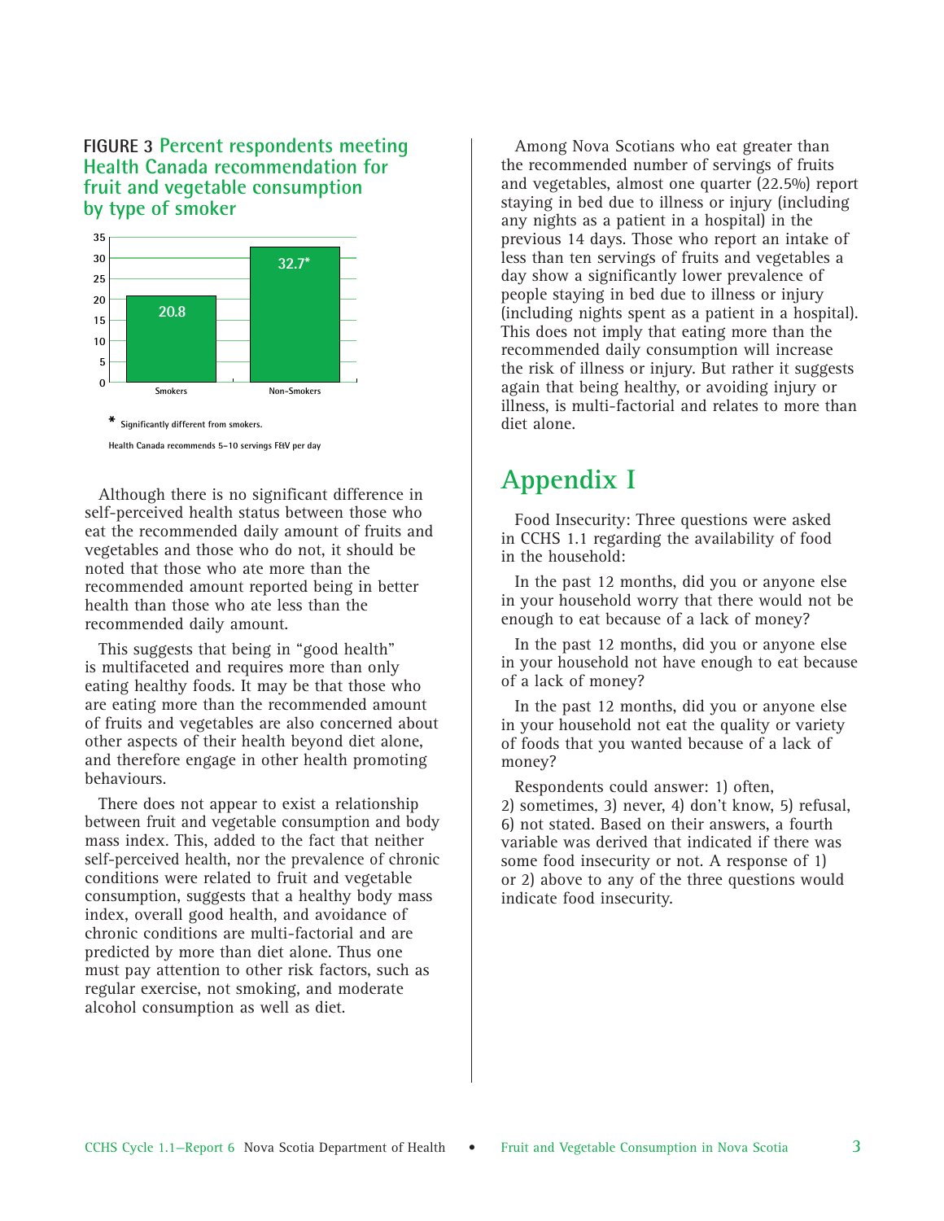**FIGURE 3 Percent respondents meeting Health Canada recommendation for fruit and vegetable consumption by type of smoker**

| | Percent |
|---|---|
| Smokers | 20.8 |
| Non-Smokers | 32.7* |

\* Significantly different from smokers.

Health Canada recommends 5–10 servings F&V per day

Although there is no significant difference in self-perceived health status between those who eat the recommended daily amount of fruits and vegetables and those who do not, it should be noted that those who ate more than the recommended amount reported being in better health than those who ate less than the recommended daily amount.

This suggests that being in "good health" is multifaceted and requires more than only eating healthy foods. It may be that those who are eating more than the recommended amount of fruits and vegetables are also concerned about other aspects of their health beyond diet alone, and therefore engage in other health promoting behaviours.

There does not appear to exist a relationship between fruit and vegetable consumption and body mass index. This, added to the fact that neither self-perceived health, nor the prevalence of chronic conditions were related to fruit and vegetable consumption, suggests that a healthy body mass index, overall good health, and avoidance of chronic conditions are multi-factorial and are predicted by more than diet alone. Thus one must pay attention to other risk factors, such as regular exercise, not smoking, and moderate alcohol consumption as well as diet.

Among Nova Scotians who eat greater than the recommended number of servings of fruits and vegetables, almost one quarter (22.5%) report staying in bed due to illness or injury (including any nights as a patient in a hospital) in the previous 14 days. Those who report an intake of less than ten servings of fruits and vegetables a day show a significantly lower prevalence of people staying in bed due to illness or injury (including nights spent as a patient in a hospital). This does not imply that eating more than the recommended daily consumption will increase the risk of illness or injury. But rather it suggests again that being healthy, or avoiding injury or illness, is multi-factorial and relates to more than diet alone.

# Appendix I

Food Insecurity: Three questions were asked in CCHS 1.1 regarding the availability of food in the household:

In the past 12 months, did you or anyone else in your household worry that there would not be enough to eat because of a lack of money?

In the past 12 months, did you or anyone else in your household not have enough to eat because of a lack of money?

In the past 12 months, did you or anyone else in your household not eat the quality or variety of foods that you wanted because of a lack of money?

Respondents could answer: 1) often, 2) sometimes, 3) never, 4) don't know, 5) refusal, 6) not stated. Based on their answers, a fourth variable was derived that indicated if there was some food insecurity or not. A response of 1) or 2) above to any of the three questions would indicate food insecurity.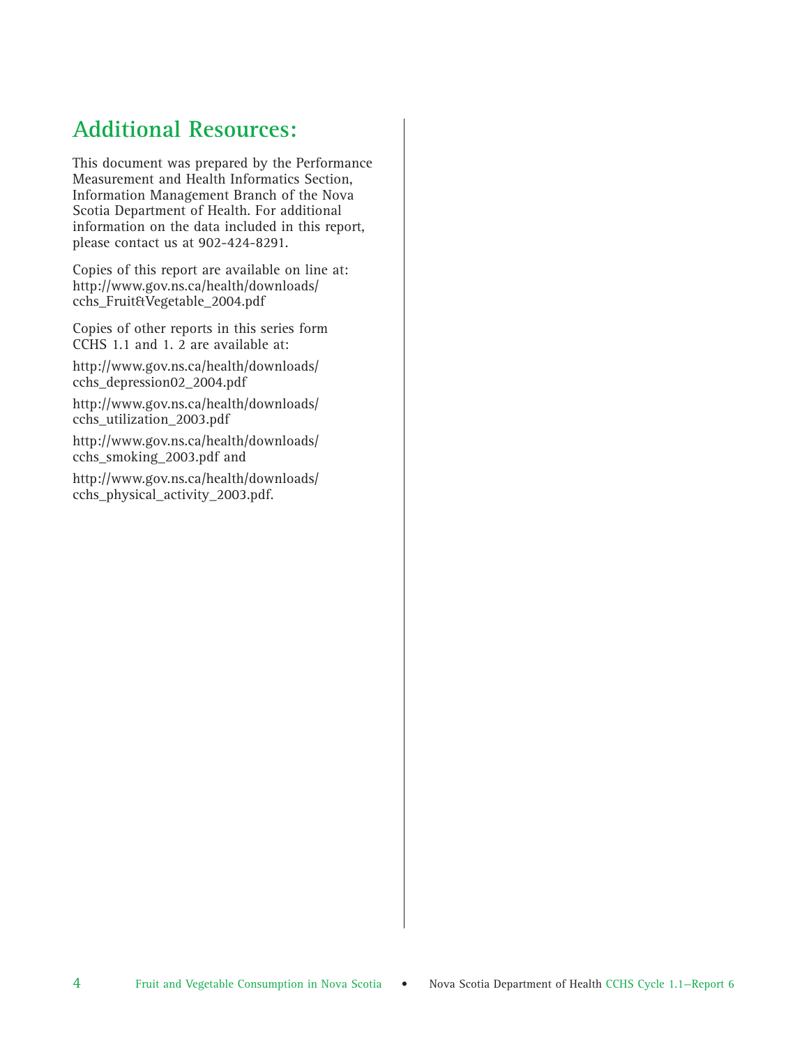## Additional Resources:

This document was prepared by the Performance Measurement and Health Informatics Section, Information Management Branch of the Nova Scotia Department of Health. For additional information on the data included in this report, please contact us at 902-424-8291.

Copies of this report are available on line at: http://www.gov.ns.ca/health/downloads/cchs_Fruit&Vegetable_2004.pdf

Copies of other reports in this series form CCHS 1.1 and 1. 2 are available at:

http://www.gov.ns.ca/health/downloads/cchs_depression02_2004.pdf

http://www.gov.ns.ca/health/downloads/cchs_utilization_2003.pdf

http://www.gov.ns.ca/health/downloads/cchs_smoking_2003.pdf and

http://www.gov.ns.ca/health/downloads/cchs_physical_activity_2003.pdf.